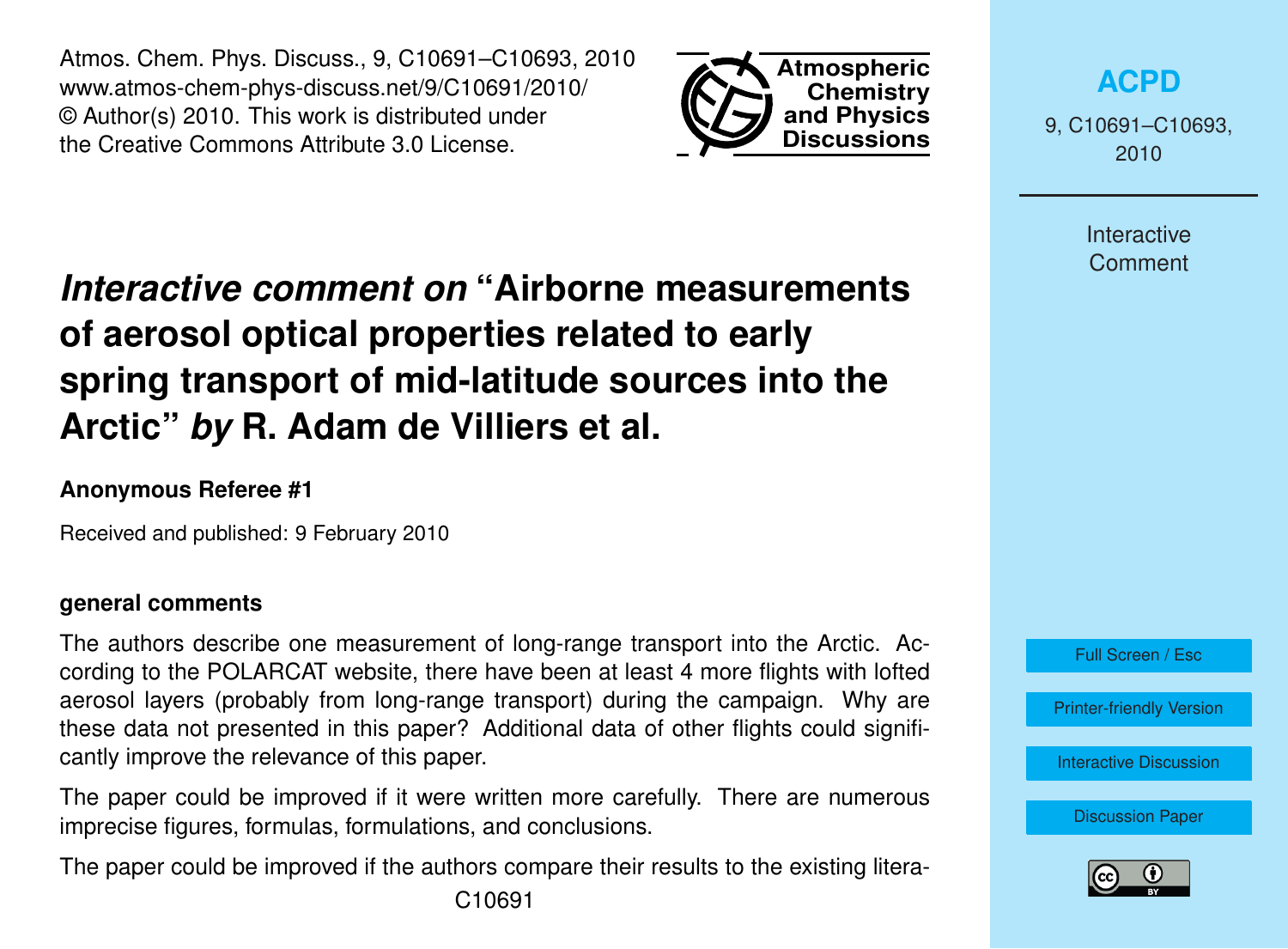# *Interactive comment on* "Airborne measurements of aerosol optical properties related to early spring transport of mid-latitude sources into the Arctic" *by* R. Adam de Villiers et al.

**Anonymous Referee #1**

Received and published: 9 February 2010

### general comments

The authors describe one measurement of long-range transport into the Arctic. According to the POLARCAT website, there have been at least 4 more flights with lofted aerosol layers (probably from long-range transport) during the campaign. Why are these data not presented in this paper? Additional data of other flights could significantly improve the relevance of this paper.

The paper could be improved if it were written more carefully. There are numerous imprecise figures, formulas, formulations, and conclusions.

The paper could be improved if the authors compare their results to the existing litera-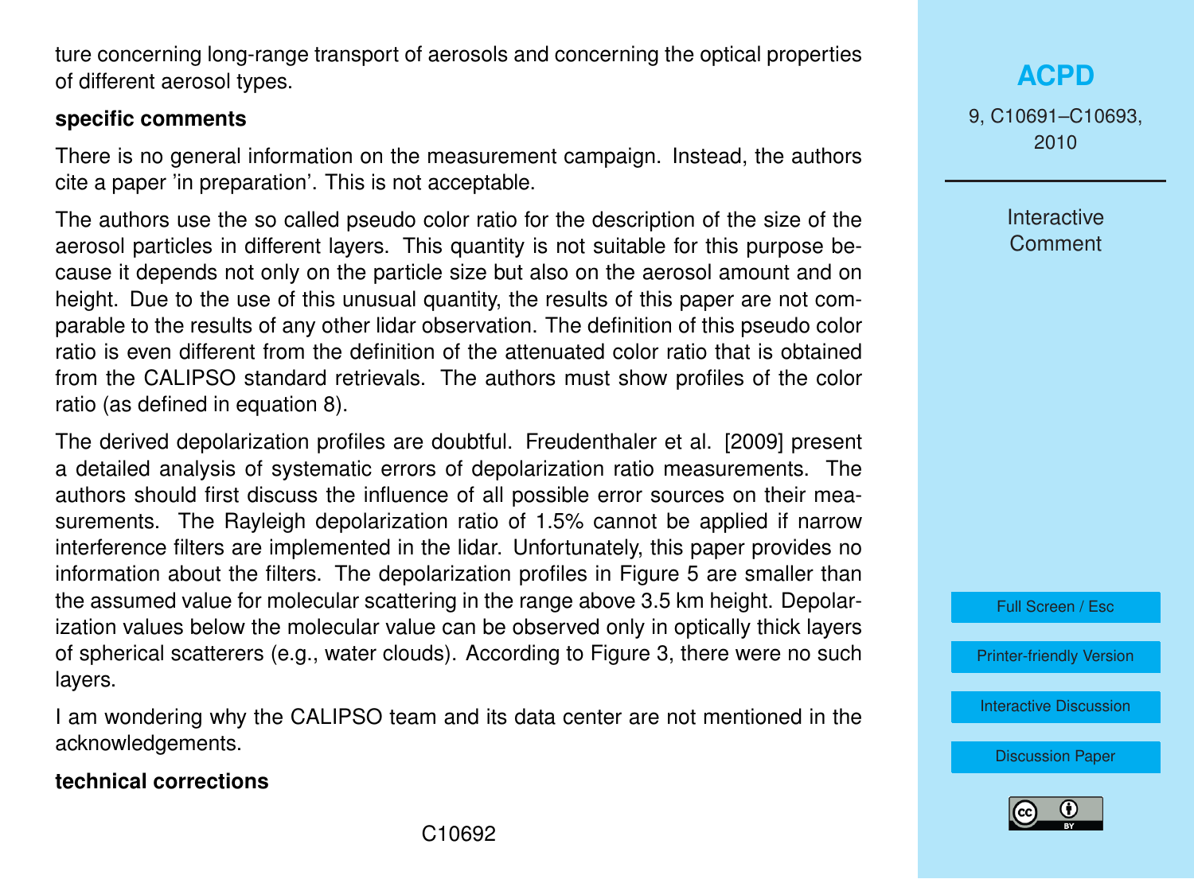ture concerning long-range transport of aerosols and concerning the optical properties of different aerosol types.

**specific comments**

There is no general information on the measurement campaign. Instead, the authors cite a paper 'in preparation'. This is not acceptable.

The authors use the so called pseudo color ratio for the description of the size of the aerosol particles in different layers. This quantity is not suitable for this purpose because it depends not only on the particle size but also on the aerosol amount and on height. Due to the use of this unusual quantity, the results of this paper are not comparable to the results of any other lidar observation. The definition of this pseudo color ratio is even different from the definition of the attenuated color ratio that is obtained from the CALIPSO standard retrievals. The authors must show profiles of the color ratio (as defined in equation 8).

The derived depolarization profiles are doubtful. Freudenthaler et al. [2009] present a detailed analysis of systematic errors of depolarization ratio measurements. The authors should first discuss the influence of all possible error sources on their measurements. The Rayleigh depolarization ratio of 1.5% cannot be applied if narrow interference filters are implemented in the lidar. Unfortunately, this paper provides no information about the filters. The depolarization profiles in Figure 5 are smaller than the assumed value for molecular scattering in the range above 3.5 km height. Depolarization values below the molecular value can be observed only in optically thick layers of spherical scatterers (e.g., water clouds). According to Figure 3, there were no such layers.

I am wondering why the CALIPSO team and its data center are not mentioned in the acknowledgements.

**technical corrections**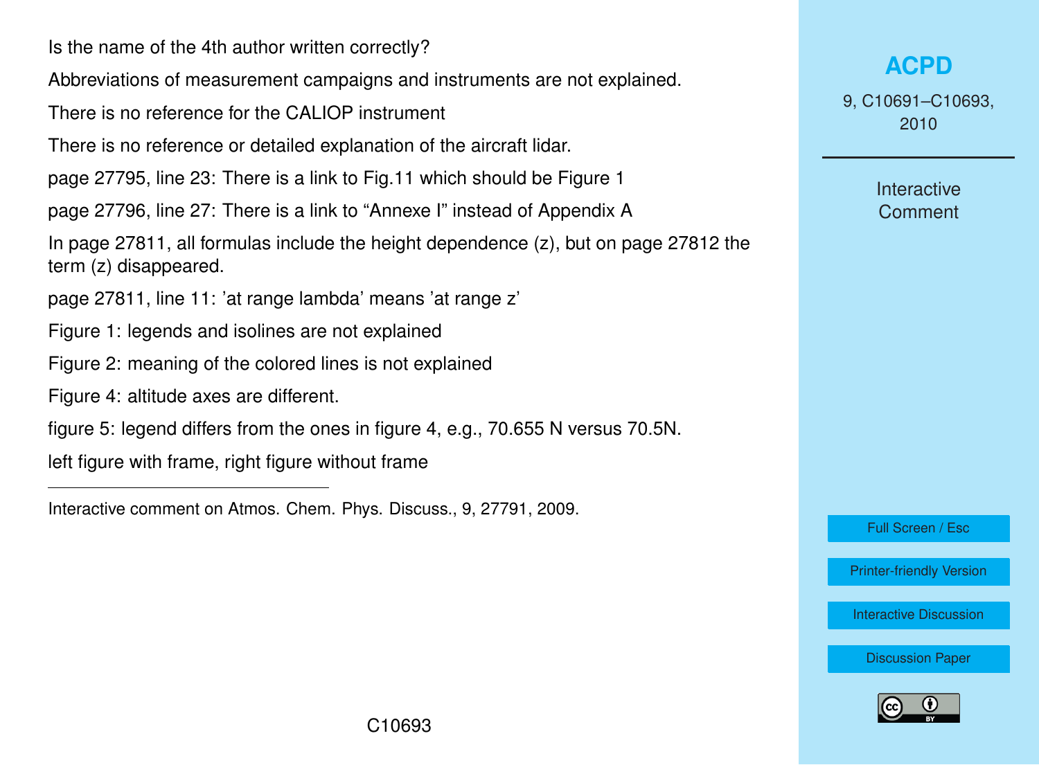Is the name of the 4th author written correctly?

Abbreviations of measurement campaigns and instruments are not explained.

There is no reference for the CALIOP instrument

There is no reference or detailed explanation of the aircraft lidar.

page 27795, line 23: There is a link to Fig.11 which should be Figure 1

page 27796, line 27: There is a link to "Annexe I" instead of Appendix A

In page 27811, all formulas include the height dependence (z), but on page 27812 the term (z) disappeared.

page 27811, line 11: 'at range lambda' means 'at range z'

Figure 1: legends and isolines are not explained

Figure 2: meaning of the colored lines is not explained

Figure 4: altitude axes are different.

figure 5: legend differs from the ones in figure 4, e.g., 70.655 N versus 70.5N.

left figure with frame, right figure without frame

---

Interactive comment on Atmos. Chem. Phys. Discuss., 9, 27791, 2009.